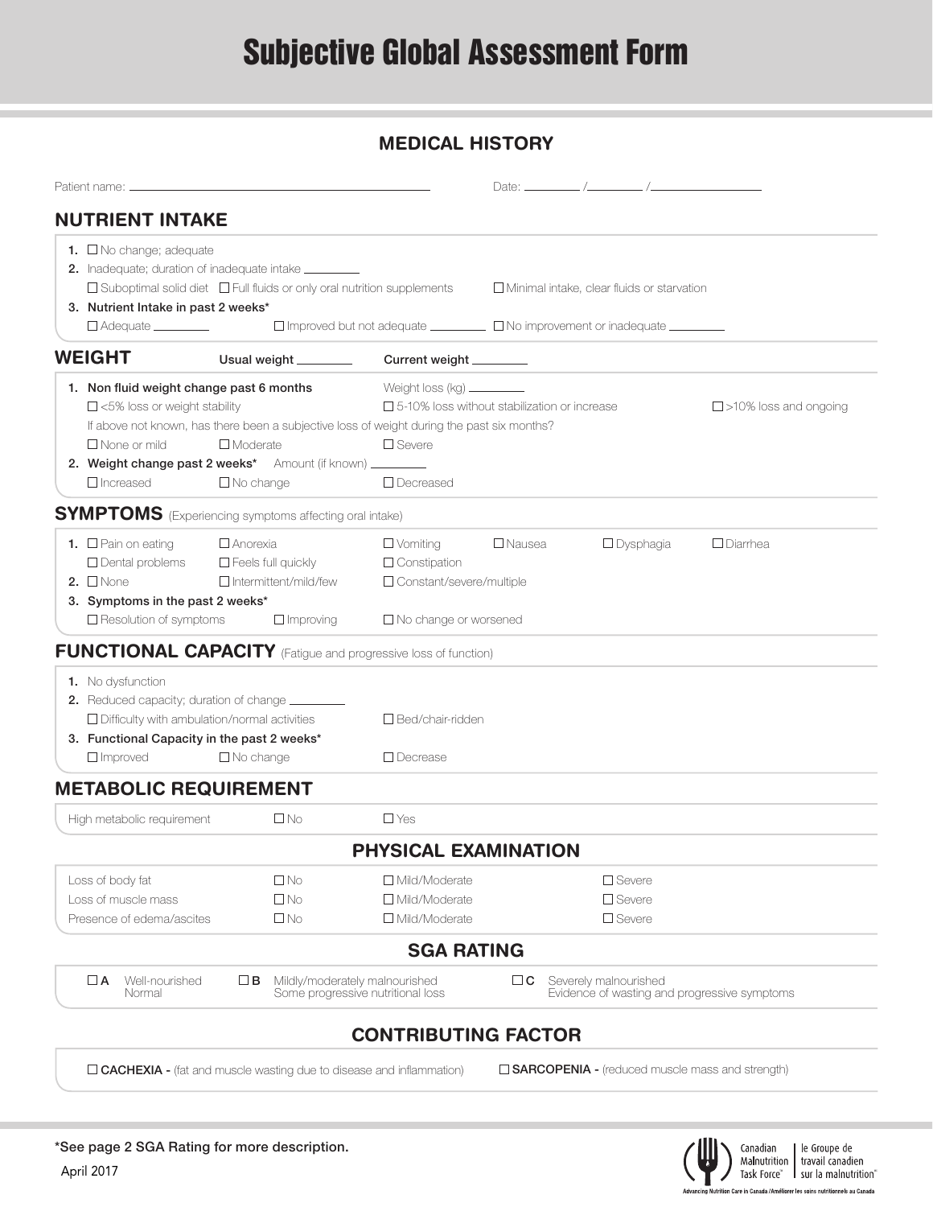# Subjective Global Assessment Form

## MEDICAL HISTORY

Patient name: ______________________ Date: ______ /______ /__________

### NUTRIENT INTAKE

1. ☐ No change; adequate
2. Inadequate; duration of inadequate intake ________
   ☐ Suboptimal solid diet ☐ Full fluids or only oral nutrition supplements ☐ Minimal intake, clear fluids or starvation
3. **Nutrient Intake in past 2 weeks***
   ☐ Adequate ________ ☐ Improved but not adequate ________ ☐ No improvement or inadequate ________

### WEIGHT

**Usual weight** ________ **Current weight** ________

1. **Non fluid weight change past 6 months** Weight loss (kg) ________
   ☐ <5% loss or weight stability ☐ 5-10% loss without stabilization or increase ☐ >10% loss and ongoing
   If above not known, has there been a subjective loss of weight during the past six months?
   ☐ None or mild ☐ Moderate ☐ Severe
2. **Weight change past 2 weeks*** Amount (if known) ________
   ☐ Increased ☐ No change ☐ Decreased

### SYMPTOMS (Experiencing symptoms affecting oral intake)

1. ☐ Pain on eating ☐ Anorexia ☐ Vomiting ☐ Nausea ☐ Dysphagia ☐ Diarrhea
   ☐ Dental problems ☐ Feels full quickly ☐ Constipation
2. ☐ None ☐ Intermittent/mild/few ☐ Constant/severe/multiple
3. **Symptoms in the past 2 weeks***
   ☐ Resolution of symptoms ☐ Improving ☐ No change or worsened

### FUNCTIONAL CAPACITY (Fatigue and progressive loss of function)

1. No dysfunction
2. Reduced capacity; duration of change ________
   ☐ Difficulty with ambulation/normal activities ☐ Bed/chair-ridden
3. **Functional Capacity in the past 2 weeks***
   ☐ Improved ☐ No change ☐ Decrease

### METABOLIC REQUIREMENT

High metabolic requirement ☐ No ☐ Yes

## PHYSICAL EXAMINATION

| | | | |
|---|---|---|---|
| Loss of body fat | ☐ No | ☐ Mild/Moderate | ☐ Severe |
| Loss of muscle mass | ☐ No | ☐ Mild/Moderate | ☐ Severe |
| Presence of edema/ascites | ☐ No | ☐ Mild/Moderate | ☐ Severe |

## SGA RATING

☐ **A** Well-nourished Normal ☐ **B** Mildly/moderately malnourished Some progressive nutritional loss ☐ **C** Severely malnourished Evidence of wasting and progressive symptoms

## CONTRIBUTING FACTOR

☐ **CACHEXIA -** (fat and muscle wasting due to disease and inflammation) ☐ **SARCOPENIA -** (reduced muscle mass and strength)

***See page 2 SGA Rating for more description.**

April 2017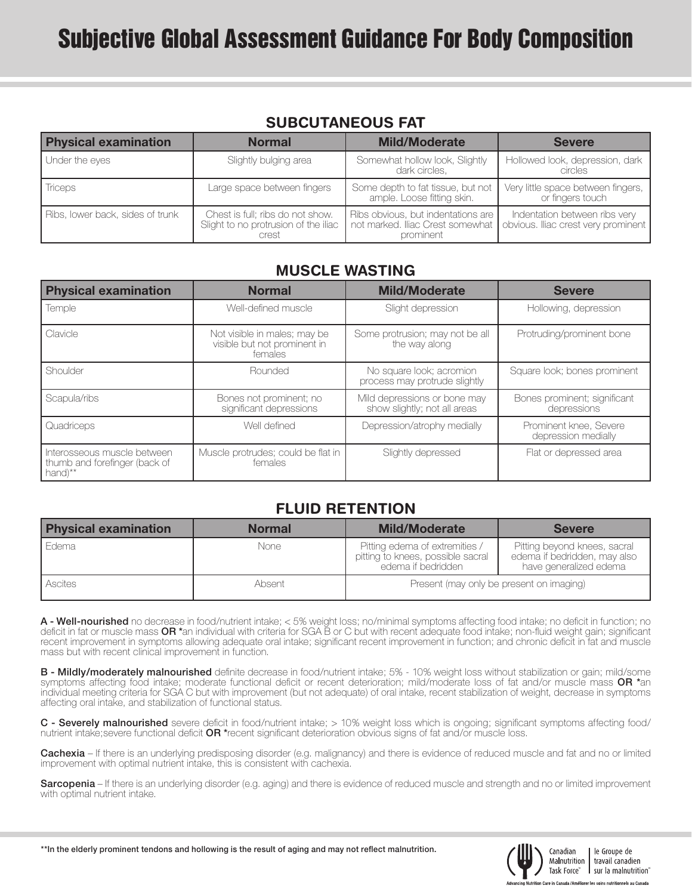# Subjective Global Assessment Guidance For Body Composition

## SUBCUTANEOUS FAT

| Physical examination | Normal | Mild/Moderate | Severe |
|---|---|---|---|
| Under the eyes | Slightly bulging area | Somewhat hollow look, Slightly dark circles, | Hollowed look, depression, dark circles |
| Triceps | Large space between fingers | Some depth to fat tissue, but not ample. Loose fitting skin. | Very little space between fingers, or fingers touch |
| Ribs, lower back, sides of trunk | Chest is full; ribs do not show. Slight to no protrusion of the iliac crest | Ribs obvious, but indentations are not marked. Iliac Crest somewhat prominent | Indentation between ribs very obvious. Iliac crest very prominent |

## MUSCLE WASTING

| Physical examination | Normal | Mild/Moderate | Severe |
|---|---|---|---|
| Temple | Well-defined muscle | Slight depression | Hollowing, depression |
| Clavicle | Not visible in males; may be visible but not prominent in females | Some protrusion; may not be all the way along | Protruding/prominent bone |
| Shoulder | Rounded | No square look; acromion process may protrude slightly | Square look; bones prominent |
| Scapula/ribs | Bones not prominent; no significant depressions | Mild depressions or bone may show slightly; not all areas | Bones prominent; significant depressions |
| Quadriceps | Well defined | Depression/atrophy medially | Prominent knee, Severe depression medially |
| Interosseous muscle between thumb and forefinger (back of hand)** | Muscle protrudes; could be flat in females | Slightly depressed | Flat or depressed area |

## FLUID RETENTION

| Physical examination | Normal | Mild/Moderate | Severe |
|---|---|---|---|
| Edema | None | Pitting edema of extremities / pitting to knees, possible sacral edema if bedridden | Pitting beyond knees, sacral edema if bedridden, may also have generalized edema |
| Ascites | Absent | Present (may only be present on imaging) | |

**A - Well-nourished** no decrease in food/nutrient intake; < 5% weight loss; no/minimal symptoms affecting food intake; no deficit in function; no deficit in fat or muscle mass **OR** *an individual with criteria for SGA B or C but with recent adequate food intake; non-fluid weight gain; significant recent improvement in symptoms allowing adequate oral intake; significant recent improvement in function; and chronic deficit in fat and muscle mass but with recent clinical improvement in function.

**B - Mildly/moderately malnourished** definite decrease in food/nutrient intake; 5% - 10% weight loss without stabilization or gain; mild/some symptoms affecting food intake; moderate functional deficit or recent deterioration; mild/moderate loss of fat and/or muscle mass **OR** *an individual meeting criteria for SGA C but with improvement (but not adequate) of oral intake, recent stabilization of weight, decrease in symptoms affecting oral intake, and stabilization of functional status.

**C - Severely malnourished** severe deficit in food/nutrient intake; > 10% weight loss which is ongoing; significant symptoms affecting food/nutrient intake;severe functional deficit **OR** *recent significant deterioration obvious signs of fat and/or muscle loss.

**Cachexia** – If there is an underlying predisposing disorder (e.g. malignancy) and there is evidence of reduced muscle and fat and no or limited improvement with optimal nutrient intake, this is consistent with cachexia.

**Sarcopenia** – If there is an underlying disorder (e.g. aging) and there is evidence of reduced muscle and strength and no or limited improvement with optimal nutrient intake.

**In the elderly prominent tendons and hollowing is the result of aging and may not reflect malnutrition.

Canadian Malnutrition Task Force | le Groupe de travail canadien sur la malnutrition

Advancing Nutrition Care in Canada / Améliorer les soins nutritionnels au Canada